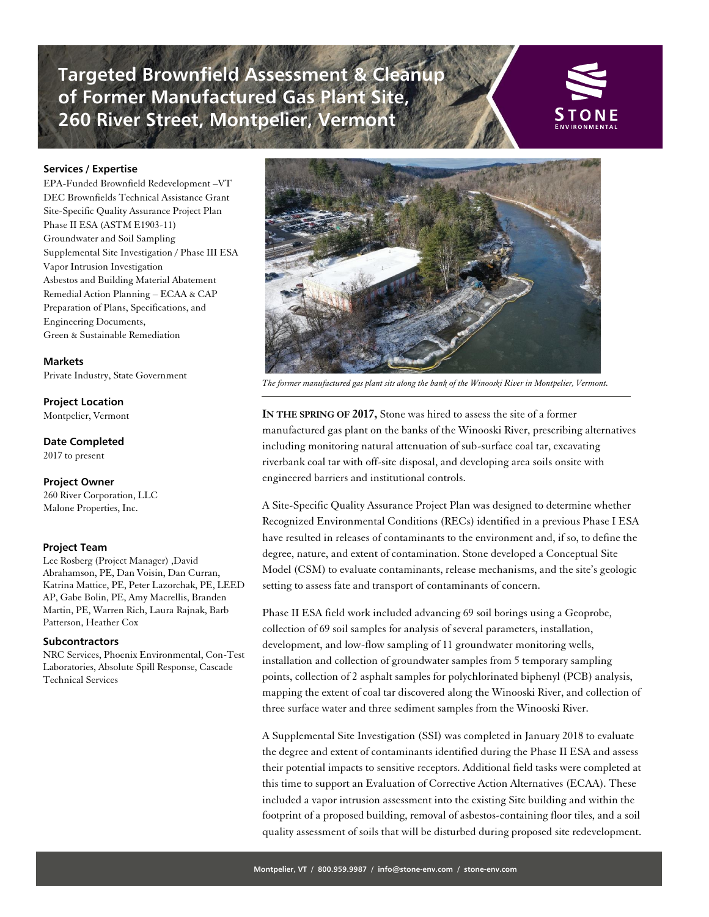# Targeted Brownfield Assessment & Cleanup of Former Manufactured Gas Plant Site, 260 River Street, Montpelier, Vermont

STONE ENVIRONMENTAL

**Services / Expertise**

EPA-Funded Brownfield Redevelopment –VT DEC Brownfields Technical Assistance Grant
Site-Specific Quality Assurance Project Plan
Phase II ESA (ASTM E1903-11)
Groundwater and Soil Sampling
Supplemental Site Investigation / Phase III ESA
Vapor Intrusion Investigation
Asbestos and Building Material Abatement
Remedial Action Planning – ECAA & CAP
Preparation of Plans, Specifications, and Engineering Documents,
Green & Sustainable Remediation

**Markets**

Private Industry, State Government

**Project Location**

Montpelier, Vermont

**Date Completed**

2017 to present

**Project Owner**

260 River Corporation, LLC
Malone Properties, Inc.

**Project Team**

Lee Rosberg (Project Manager) ,David Abrahamson, PE, Dan Voisin, Dan Curran, Katrina Mattice, PE, Peter Lazorchak, PE, LEED AP, Gabe Bolin, PE, Amy Macrellis, Branden Martin, PE, Warren Rich, Laura Rajnak, Barb Patterson, Heather Cox

**Subcontractors**

NRC Services, Phoenix Environmental, Con-Test Laboratories, Absolute Spill Response, Cascade Technical Services

*The former manufactured gas plant site along the bank of the Winooski River in Montpelier, Vermont.*

**IN THE SPRING OF 2017,** Stone was hired to assess the site of a former manufactured gas plant on the banks of the Winooski River, prescribing alternatives including monitoring natural attenuation of sub-surface coal tar, excavating riverbank coal tar with off-site disposal, and developing area soils onsite with engineered barriers and institutional controls.

A Site-Specific Quality Assurance Project Plan was designed to determine whether Recognized Environmental Conditions (RECs) identified in a previous Phase I ESA have resulted in releases of contaminants to the environment and, if so, to define the degree, nature, and extent of contamination. Stone developed a Conceptual Site Model (CSM) to evaluate contaminants, release mechanisms, and the site's geologic setting to assess fate and transport of contaminants of concern.

Phase II ESA field work included advancing 69 soil borings using a Geoprobe, collection of 69 soil samples for analysis of several parameters, installation, development, and low-flow sampling of 11 groundwater monitoring wells, installation and collection of groundwater samples from 5 temporary sampling points, collection of 2 asphalt samples for polychlorinated biphenyl (PCB) analysis, mapping the extent of coal tar discovered along the Winooski River, and collection of three surface water and three sediment samples from the Winooski River.

A Supplemental Site Investigation (SSI) was completed in January 2018 to evaluate the degree and extent of contaminants identified during the Phase II ESA and assess their potential impacts to sensitive receptors. Additional field tasks were completed at this time to support an Evaluation of Corrective Action Alternatives (ECAA). These included a vapor intrusion assessment into the existing Site building and within the footprint of a proposed building, removal of asbestos-containing floor tiles, and a soil quality assessment of soils that will be disturbed during proposed site redevelopment.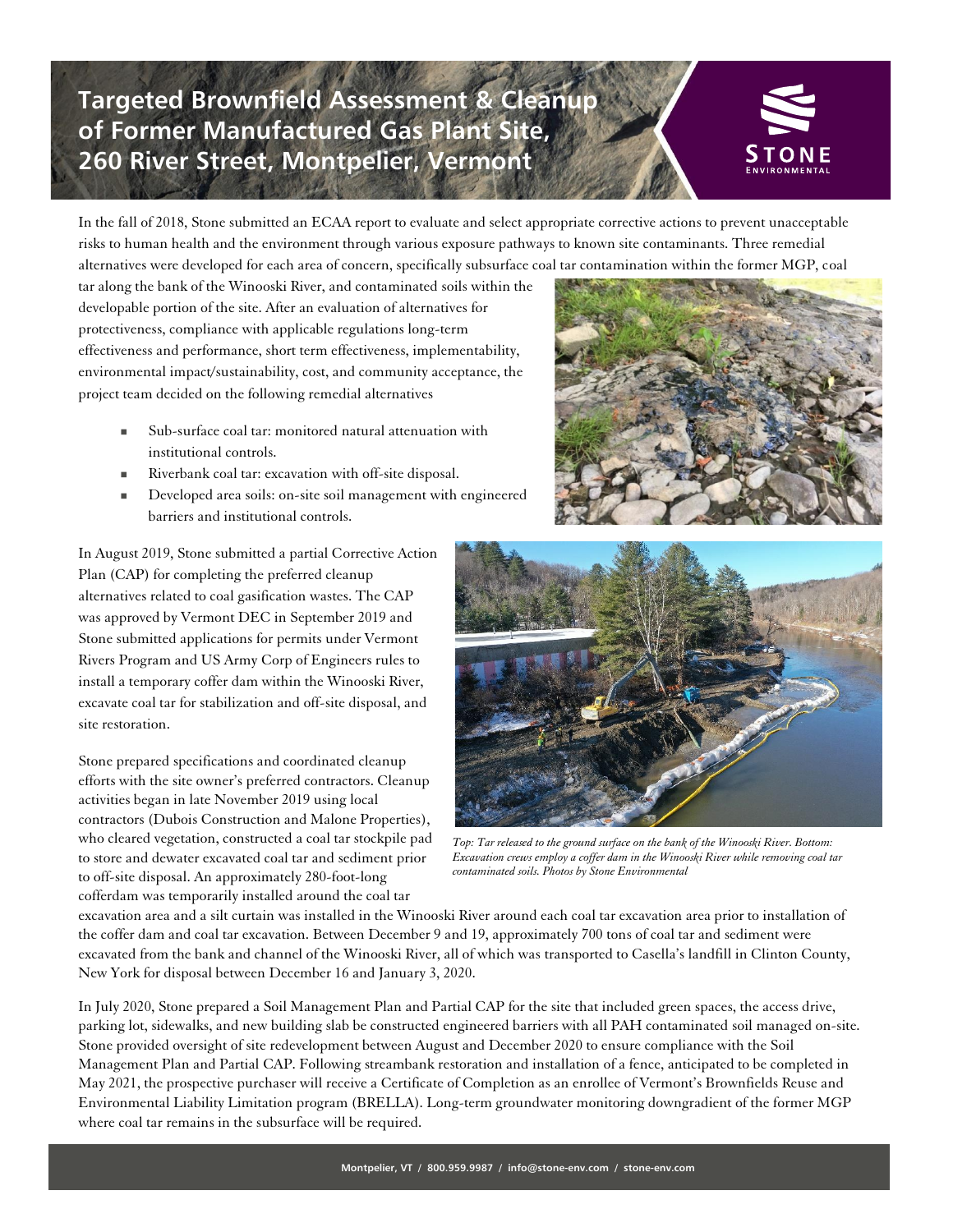# Targeted Brownfield Assessment & Cleanup of Former Manufactured Gas Plant Site, 260 River Street, Montpelier, Vermont

In the fall of 2018, Stone submitted an ECAA report to evaluate and select appropriate corrective actions to prevent unacceptable risks to human health and the environment through various exposure pathways to known site contaminants. Three remedial alternatives were developed for each area of concern, specifically subsurface coal tar contamination within the former MGP, coal tar along the bank of the Winooski River, and contaminated soils within the developable portion of the site. After an evaluation of alternatives for protectiveness, compliance with applicable regulations long-term effectiveness and performance, short term effectiveness, implementability, environmental impact/sustainability, cost, and community acceptance, the project team decided on the following remedial alternatives

- Sub-surface coal tar: monitored natural attenuation with institutional controls.
- Riverbank coal tar: excavation with off-site disposal.
- Developed area soils: on-site soil management with engineered barriers and institutional controls.

In August 2019, Stone submitted a partial Corrective Action Plan (CAP) for completing the preferred cleanup alternatives related to coal gasification wastes. The CAP was approved by Vermont DEC in September 2019 and Stone submitted applications for permits under Vermont Rivers Program and US Army Corp of Engineers rules to install a temporary coffer dam within the Winooski River, excavate coal tar for stabilization and off-site disposal, and site restoration.

Stone prepared specifications and coordinated cleanup efforts with the site owner's preferred contractors. Cleanup activities began in late November 2019 using local contractors (Dubois Construction and Malone Properties), who cleared vegetation, constructed a coal tar stockpile pad to store and dewater excavated coal tar and sediment prior to off-site disposal. An approximately 280-foot-long cofferdam was temporarily installed around the coal tar excavation area and a silt curtain was installed in the Winooski River around each coal tar excavation area prior to installation of the coffer dam and coal tar excavation. Between December 9 and 19, approximately 700 tons of coal tar and sediment were excavated from the bank and channel of the Winooski River, all of which was transported to Casella's landfill in Clinton County, New York for disposal between December 16 and January 3, 2020.

*Top: Tar released to the ground surface on the bank of the Winooski River. Bottom: Excavation crews employ a coffer dam in the Winooski River while removing coal tar contaminated soils. Photos by Stone Environmental*

In July 2020, Stone prepared a Soil Management Plan and Partial CAP for the site that included green spaces, the access drive, parking lot, sidewalks, and new building slab be constructed engineered barriers with all PAH contaminated soil managed on-site. Stone provided oversight of site redevelopment between August and December 2020 to ensure compliance with the Soil Management Plan and Partial CAP. Following streambank restoration and installation of a fence, anticipated to be completed in May 2021, the prospective purchaser will receive a Certificate of Completion as an enrollee of Vermont's Brownfields Reuse and Environmental Liability Limitation program (BRELLA). Long-term groundwater monitoring downgradient of the former MGP where coal tar remains in the subsurface will be required.